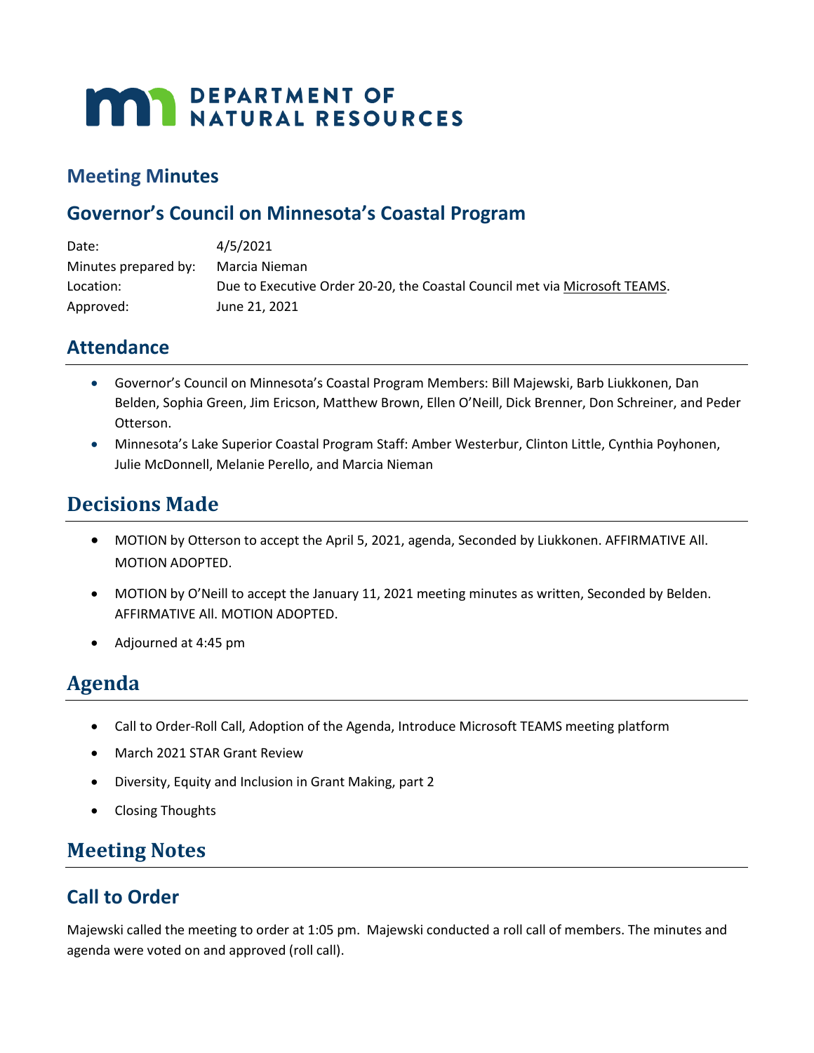# DEPARTMENT OF NATURAL RESOURCES

## Meeting Minutes

## Governor's Council on Minnesota's Coastal Program

| | |
|---|---|
| Date: | 4/5/2021 |
| Minutes prepared by: | Marcia Nieman |
| Location: | Due to Executive Order 20-20, the Coastal Council met via Microsoft TEAMS. |
| Approved: | June 21, 2021 |

## Attendance

- Governor's Council on Minnesota's Coastal Program Members: Bill Majewski, Barb Liukkonen, Dan Belden, Sophia Green, Jim Ericson, Matthew Brown, Ellen O'Neill, Dick Brenner, Don Schreiner, and Peder Otterson.
- Minnesota's Lake Superior Coastal Program Staff: Amber Westerbur, Clinton Little, Cynthia Poyhonen, Julie McDonnell, Melanie Perello, and Marcia Nieman

## Decisions Made

- MOTION by Otterson to accept the April 5, 2021, agenda, Seconded by Liukkonen. AFFIRMATIVE All. MOTION ADOPTED.
- MOTION by O'Neill to accept the January 11, 2021 meeting minutes as written, Seconded by Belden. AFFIRMATIVE All. MOTION ADOPTED.
- Adjourned at 4:45 pm

## Agenda

- Call to Order-Roll Call, Adoption of the Agenda, Introduce Microsoft TEAMS meeting platform
- March 2021 STAR Grant Review
- Diversity, Equity and Inclusion in Grant Making, part 2
- Closing Thoughts

## Meeting Notes

## Call to Order

Majewski called the meeting to order at 1:05 pm. Majewski conducted a roll call of members. The minutes and agenda were voted on and approved (roll call).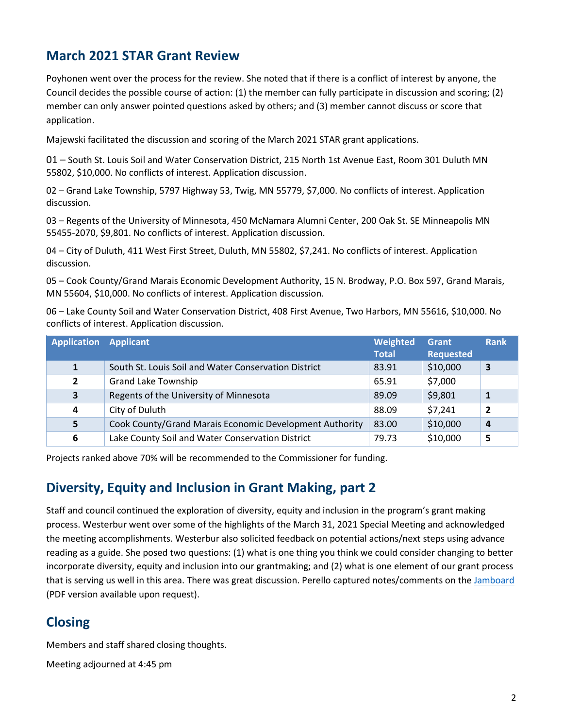## March 2021 STAR Grant Review

Poyhonen went over the process for the review. She noted that if there is a conflict of interest by anyone, the Council decides the possible course of action: (1) the member can fully participate in discussion and scoring; (2) member can only answer pointed questions asked by others; and (3) member cannot discuss or score that application.

Majewski facilitated the discussion and scoring of the March 2021 STAR grant applications.

01 – South St. Louis Soil and Water Conservation District, 215 North 1st Avenue East, Room 301 Duluth MN 55802, $10,000. No conflicts of interest. Application discussion.

02 – Grand Lake Township, 5797 Highway 53, Twig, MN 55779, $7,000. No conflicts of interest. Application discussion.

03 – Regents of the University of Minnesota, 450 McNamara Alumni Center, 200 Oak St. SE Minneapolis MN 55455-2070, $9,801. No conflicts of interest. Application discussion.

04 – City of Duluth, 411 West First Street, Duluth, MN 55802, $7,241. No conflicts of interest. Application discussion.

05 – Cook County/Grand Marais Economic Development Authority, 15 N. Brodway, P.O. Box 597, Grand Marais, MN 55604, $10,000. No conflicts of interest. Application discussion.

06 – Lake County Soil and Water Conservation District, 408 First Avenue, Two Harbors, MN 55616, $10,000. No conflicts of interest. Application discussion.

| Application | Applicant | Weighted Total | Grant Requested | Rank |
|---|---|---|---|---|
| 1 | South St. Louis Soil and Water Conservation District | 83.91 | $10,000 | **3** |
| 2 | Grand Lake Township | 65.91 | $7,000 | |
| 3 | Regents of the University of Minnesota | 89.09 | $9,801 | **1** |
| 4 | City of Duluth | 88.09 | $7,241 | **2** |
| 5 | Cook County/Grand Marais Economic Development Authority | 83.00 | $10,000 | **4** |
| 6 | Lake County Soil and Water Conservation District | 79.73 | $10,000 | **5** |

Projects ranked above 70% will be recommended to the Commissioner for funding.

## Diversity, Equity and Inclusion in Grant Making, part 2

Staff and council continued the exploration of diversity, equity and inclusion in the program's grant making process. Westerbur went over some of the highlights of the March 31, 2021 Special Meeting and acknowledged the meeting accomplishments. Westerbur also solicited feedback on potential actions/next steps using advance reading as a guide. She posed two questions: (1) what is one thing you think we could consider changing to better incorporate diversity, equity and inclusion into our grantmaking; and (2) what is one element of our grant process that is serving us well in this area. There was great discussion. Perello captured notes/comments on the Jamboard (PDF version available upon request).

## Closing

Members and staff shared closing thoughts.

Meeting adjourned at 4:45 pm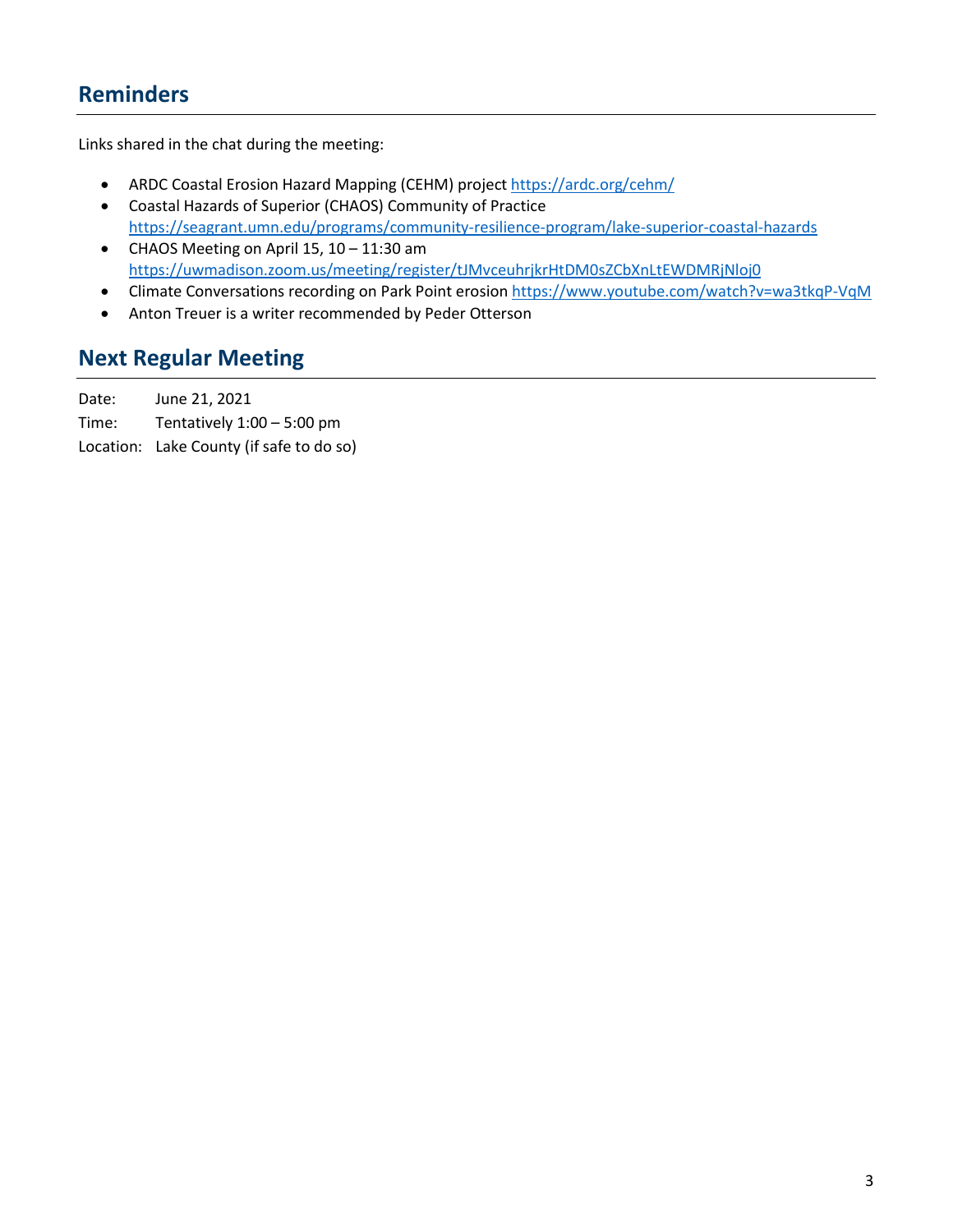## Reminders

Links shared in the chat during the meeting:

- ARDC Coastal Erosion Hazard Mapping (CEHM) project https://ardc.org/cehm/
- Coastal Hazards of Superior (CHAOS) Community of Practice https://seagrant.umn.edu/programs/community-resilience-program/lake-superior-coastal-hazards
- CHAOS Meeting on April 15, 10 – 11:30 am https://uwmadison.zoom.us/meeting/register/tJMvceuhrjkrHtDM0sZCbXnLtEWDMRjNloj0
- Climate Conversations recording on Park Point erosion https://www.youtube.com/watch?v=wa3tkqP-VqM
- Anton Treuer is a writer recommended by Peder Otterson

## Next Regular Meeting

Date: June 21, 2021

Time: Tentatively 1:00 – 5:00 pm

Location: Lake County (if safe to do so)